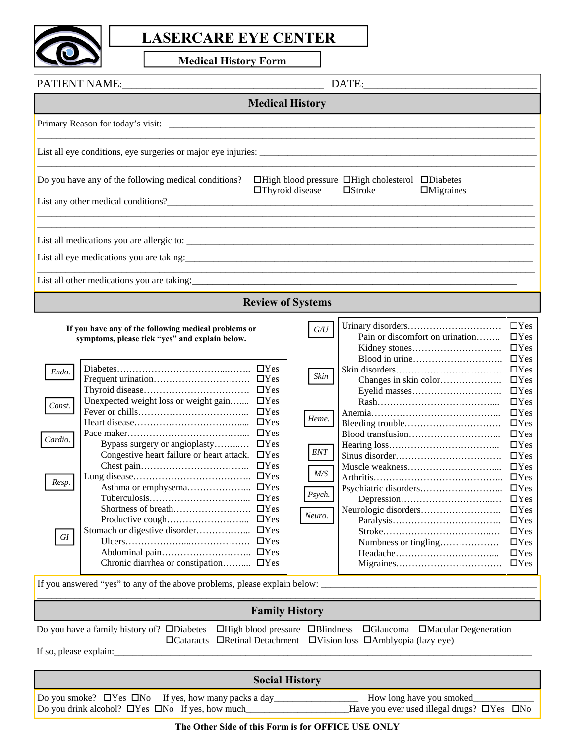# LASERCARE EYE CENTER

## Medical History Form

PATIENT NAME:_____________________________________ DATE:______________________________

## Medical History

Primary Reason for today's visit: ____________________________________________________________________

______________________________________________________________________________________________

List all eye conditions, eye surgeries or major eye injuries: ____________________________________________

______________________________________________________________________________________________

Do you have any of the following medical conditions? ☐High blood pressure ☐High cholesterol ☐Diabetes ☐Thyroid disease ☐Stroke ☐Migraines

List any other medical conditions?_____________________________________________________________

______________________________________________________________________________________________

______________________________________________________________________________________________

List all medications you are allergic to: _______________________________________________________

List all eye medications you are taking:________________________________________________________

______________________________________________________________________________________________

List all other medications you are taking:______________________________________________________

## Review of Systems

**If you have any of the following medical problems or symptoms, please tick "yes" and explain below.**

| System | Condition | |
|---|---|---|
| *Endo.* | Diabetes | ☐Yes |
| | Frequent urination | ☐Yes |
| | Thyroid disease | ☐Yes |
| *Const.* | Unexpected weight loss or weight gain | ☐Yes |
| | Fever or chills | ☐Yes |
| *Cardio.* | Heart disease | ☐Yes |
| | Pace maker | ☐Yes |
| | Bypass surgery or angioplasty | ☐Yes |
| | Congestive heart failure or heart attack | ☐Yes |
| | Chest pain | ☐Yes |
| *Resp.* | Lung disease | ☐Yes |
| | Asthma or emphysema | ☐Yes |
| | Tuberculosis | ☐Yes |
| | Shortness of breath | ☐Yes |
| | Productive cough | ☐Yes |
| *GI* | Stomach or digestive disorder | ☐Yes |
| | Ulcers | ☐Yes |
| | Abdominal pain | ☐Yes |
| | Chronic diarrhea or constipation | ☐Yes |
| *G/U* | Urinary disorders | ☐Yes |
| | Pain or discomfort on urination | ☐Yes |
| | Kidney stones | ☐Yes |
| | Blood in urine | ☐Yes |
| *Skin* | Skin disorders | ☐Yes |
| | Changes in skin color | ☐Yes |
| | Eyelid masses | ☐Yes |
| | Rash | ☐Yes |
| *Heme.* | Anemia | ☐Yes |
| | Bleeding trouble | ☐Yes |
| | Blood transfusion | ☐Yes |
| *ENT* | Hearing loss | ☐Yes |
| | Sinus disorder | ☐Yes |
| *M/S* | Muscle weakness | ☐Yes |
| | Arthritis | ☐Yes |
| *Psych.* | Psychiatric disorders | ☐Yes |
| | Depression | ☐Yes |
| *Neuro.* | Neurologic disorders | ☐Yes |
| | Paralysis | ☐Yes |
| | Stroke | ☐Yes |
| | Numbness or tingling | ☐Yes |
| | Headache | ☐Yes |
| | Migraines | ☐Yes |

If you answered "yes" to any of the above problems, please explain below: ___________________________________

______________________________________________________________________________________________

## Family History

Do you have a family history of? ☐Diabetes ☐High blood pressure ☐Blindness ☐Glaucoma ☐Macular Degeneration ☐Cataracts ☐Retinal Detachment ☐Vision loss ☐Amblyopia (lazy eye)

If so, please explain:__________________________________________________________________________

## Social History

Do you smoke? ☐Yes ☐No If yes, how many packs a day_________________ How long have you smoked____________

Do you drink alcohol? ☐Yes ☐No If yes, how much_____________________Have you ever used illegal drugs? ☐Yes ☐No

**The Other Side of this Form is for OFFICE USE ONLY**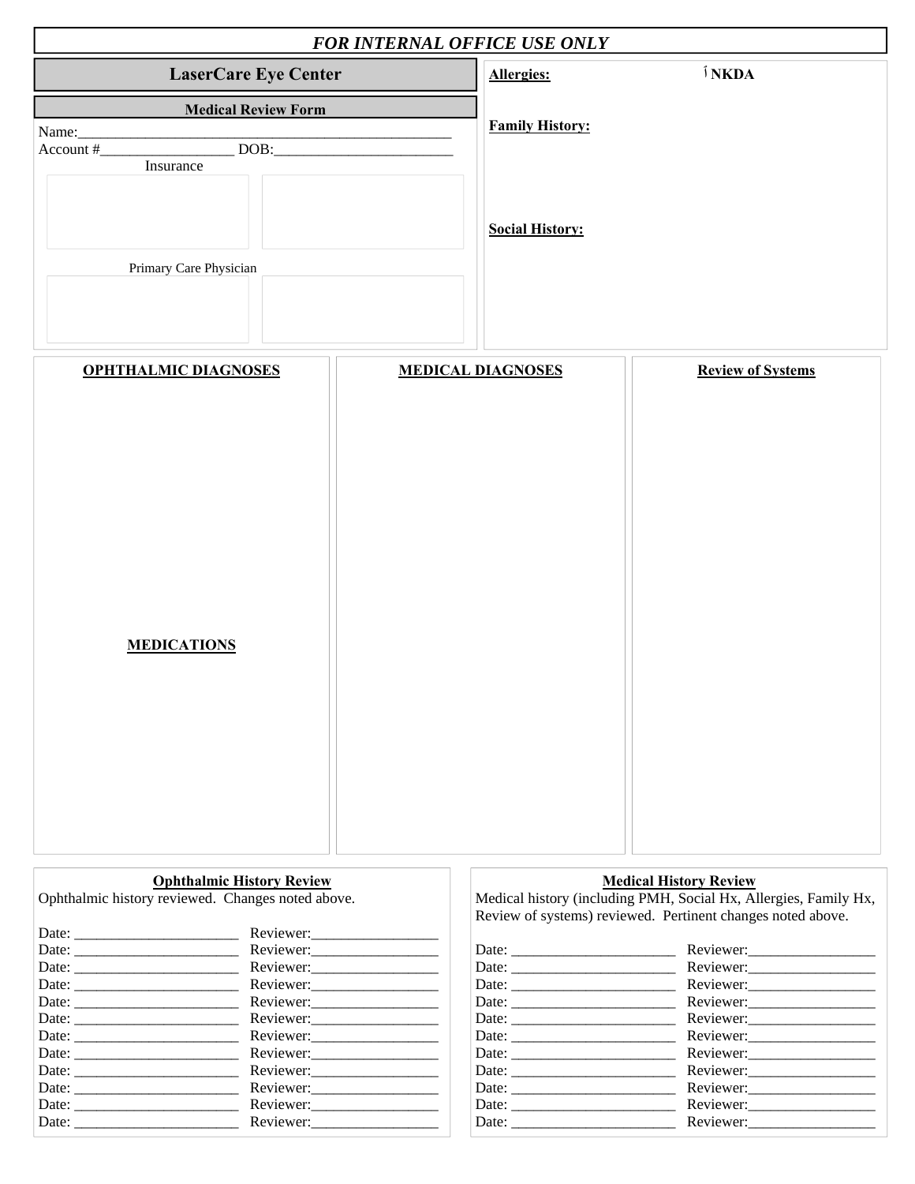***FOR INTERNAL OFFICE USE ONLY***

## LaserCare Eye Center

### Medical Review Form

Name:_______________________________________________

Account #_________________ DOB:_______________________

Insurance

Primary Care Physician

**Allergies:** ⃞ **NKDA**

**Family History:**

**Social History:**

**OPHTHALMIC DIAGNOSES**

**MEDICATIONS**

**MEDICAL DIAGNOSES**

**Review of Systems**

**Ophthalmic History Review**

Ophthalmic history reviewed. Changes noted above.

Date: _____________________ Reviewer:________________
Date: _____________________ Reviewer:________________
Date: _____________________ Reviewer:________________
Date: _____________________ Reviewer:________________
Date: _____________________ Reviewer:________________
Date: _____________________ Reviewer:________________
Date: _____________________ Reviewer:________________
Date: _____________________ Reviewer:________________
Date: _____________________ Reviewer:________________
Date: _____________________ Reviewer:________________
Date: _____________________ Reviewer:________________
Date: _____________________ Reviewer:________________

**Medical History Review**

Medical history (including PMH, Social Hx, Allergies, Family Hx, Review of systems) reviewed. Pertinent changes noted above.

Date: _____________________ Reviewer:________________
Date: _____________________ Reviewer:________________
Date: _____________________ Reviewer:________________
Date: _____________________ Reviewer:________________
Date: _____________________ Reviewer:________________
Date: _____________________ Reviewer:________________
Date: _____________________ Reviewer:________________
Date: _____________________ Reviewer:________________
Date: _____________________ Reviewer:________________
Date: _____________________ Reviewer:________________
Date: _____________________ Reviewer:________________